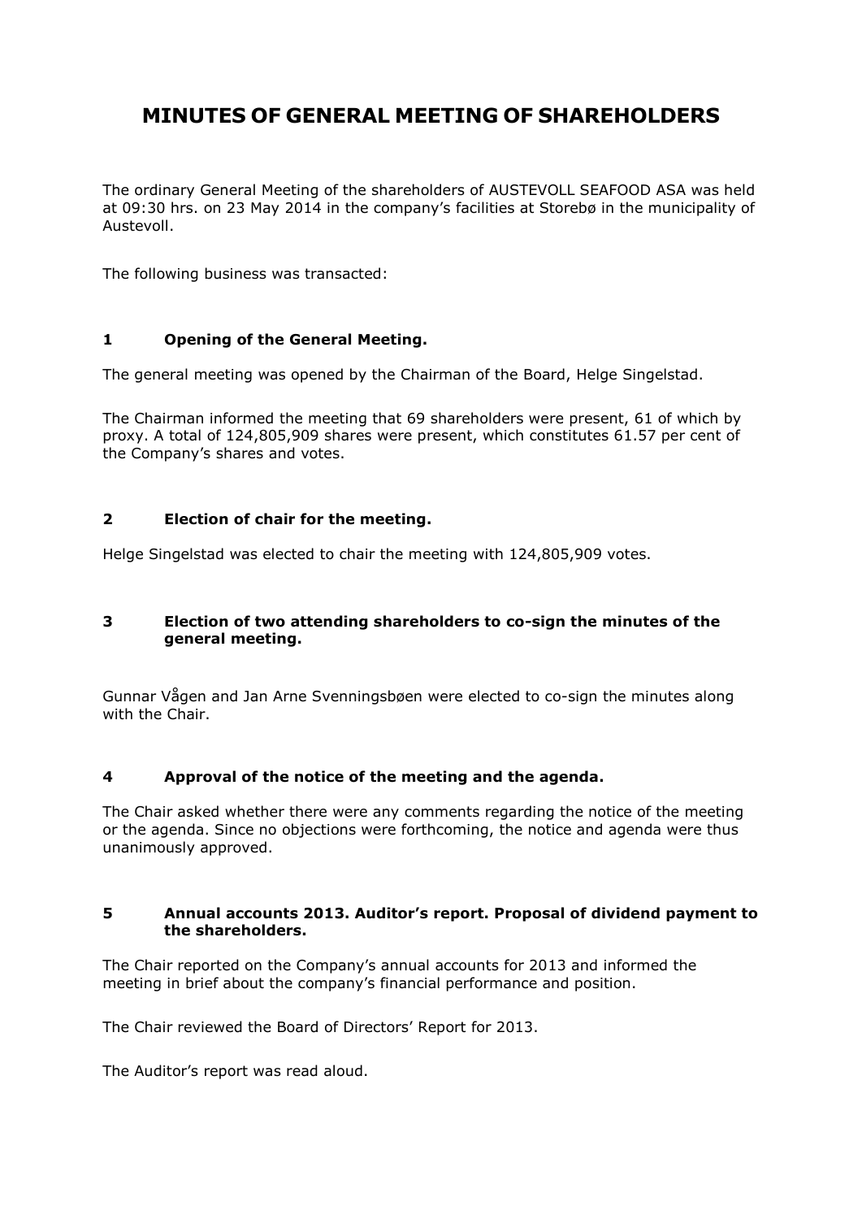# MINUTES OF GENERAL MEETING OF SHAREHOLDERS

The ordinary General Meeting of the shareholders of AUSTEVOLL SEAFOOD ASA was held at 09:30 hrs. on 23 May 2014 in the company's facilities at Storebø in the municipality of Austevoll.

The following business was transacted:

## 1 Opening of the General Meeting.

The general meeting was opened by the Chairman of the Board, Helge Singelstad.

The Chairman informed the meeting that 69 shareholders were present, 61 of which by proxy. A total of 124,805,909 shares were present, which constitutes 61.57 per cent of the Company's shares and votes.

## 2 Election of chair for the meeting.

Helge Singelstad was elected to chair the meeting with 124,805,909 votes.

## 3 Election of two attending shareholders to co-sign the minutes of the general meeting.

Gunnar Vågen and Jan Arne Svenningsbøen were elected to co-sign the minutes along with the Chair.

## 4 Approval of the notice of the meeting and the agenda.

The Chair asked whether there were any comments regarding the notice of the meeting or the agenda. Since no objections were forthcoming, the notice and agenda were thus unanimously approved.

## 5 Annual accounts 2013. Auditor's report. Proposal of dividend payment to the shareholders.

The Chair reported on the Company's annual accounts for 2013 and informed the meeting in brief about the company's financial performance and position.

The Chair reviewed the Board of Directors' Report for 2013.

The Auditor's report was read aloud.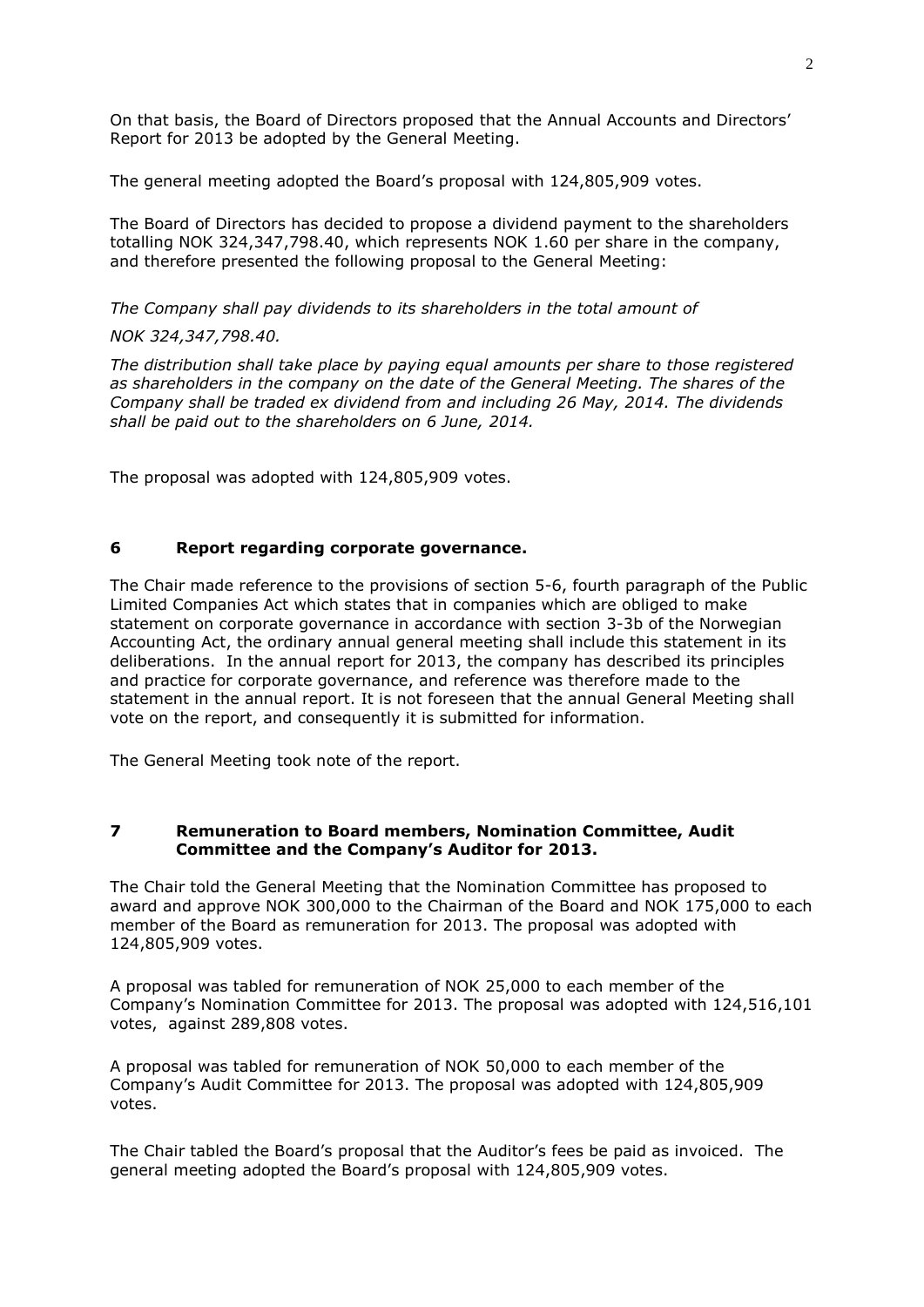On that basis, the Board of Directors proposed that the Annual Accounts and Directors' Report for 2013 be adopted by the General Meeting.

The general meeting adopted the Board's proposal with 124,805,909 votes.

The Board of Directors has decided to propose a dividend payment to the shareholders totalling NOK 324,347,798.40, which represents NOK 1.60 per share in the company, and therefore presented the following proposal to the General Meeting:

*The Company shall pay dividends to its shareholders in the total amount of*

*NOK 324,347,798.40.*

*The distribution shall take place by paying equal amounts per share to those registered as shareholders in the company on the date of the General Meeting. The shares of the Company shall be traded ex dividend from and including 26 May, 2014. The dividends shall be paid out to the shareholders on 6 June, 2014.*

The proposal was adopted with 124,805,909 votes.

## 6 Report regarding corporate governance.

The Chair made reference to the provisions of section 5-6, fourth paragraph of the Public Limited Companies Act which states that in companies which are obliged to make statement on corporate governance in accordance with section 3-3b of the Norwegian Accounting Act, the ordinary annual general meeting shall include this statement in its deliberations. In the annual report for 2013, the company has described its principles and practice for corporate governance, and reference was therefore made to the statement in the annual report. It is not foreseen that the annual General Meeting shall vote on the report, and consequently it is submitted for information.

The General Meeting took note of the report.

## 7 Remuneration to Board members, Nomination Committee, Audit Committee and the Company's Auditor for 2013.

The Chair told the General Meeting that the Nomination Committee has proposed to award and approve NOK 300,000 to the Chairman of the Board and NOK 175,000 to each member of the Board as remuneration for 2013. The proposal was adopted with 124,805,909 votes.

A proposal was tabled for remuneration of NOK 25,000 to each member of the Company's Nomination Committee for 2013. The proposal was adopted with 124,516,101 votes, against 289,808 votes.

A proposal was tabled for remuneration of NOK 50,000 to each member of the Company's Audit Committee for 2013. The proposal was adopted with 124,805,909 votes.

The Chair tabled the Board's proposal that the Auditor's fees be paid as invoiced. The general meeting adopted the Board's proposal with 124,805,909 votes.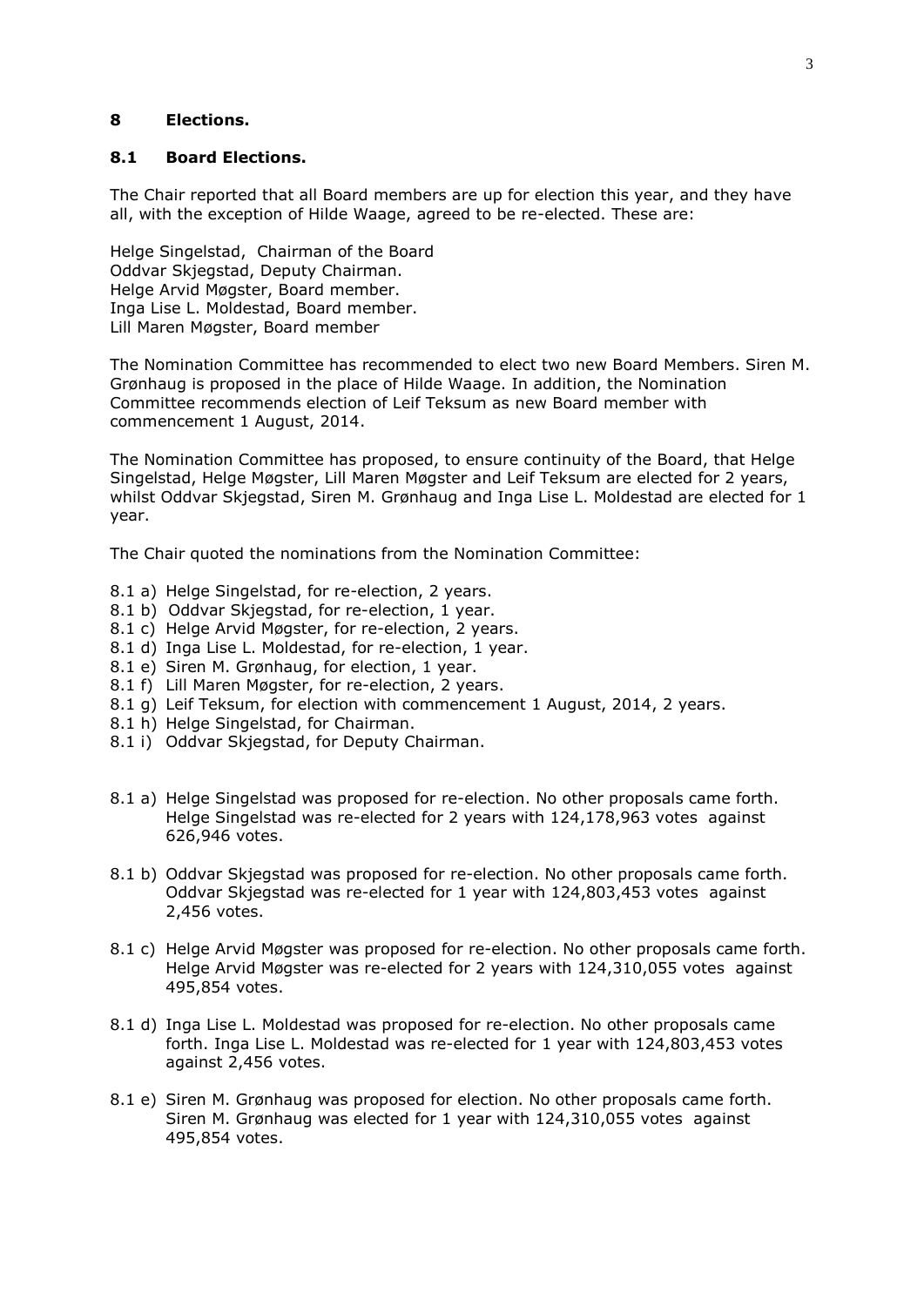## 8 Elections.

### 8.1 Board Elections.

The Chair reported that all Board members are up for election this year, and they have all, with the exception of Hilde Waage, agreed to be re-elected. These are:

Helge Singelstad, Chairman of the Board
Oddvar Skjegstad, Deputy Chairman.
Helge Arvid Møgster, Board member.
Inga Lise L. Moldestad, Board member.
Lill Maren Møgster, Board member

The Nomination Committee has recommended to elect two new Board Members. Siren M. Grønhaug is proposed in the place of Hilde Waage. In addition, the Nomination Committee recommends election of Leif Teksum as new Board member with commencement 1 August, 2014.

The Nomination Committee has proposed, to ensure continuity of the Board, that Helge Singelstad, Helge Møgster, Lill Maren Møgster and Leif Teksum are elected for 2 years, whilst Oddvar Skjegstad, Siren M. Grønhaug and Inga Lise L. Moldestad are elected for 1 year.

The Chair quoted the nominations from the Nomination Committee:

8.1 a) Helge Singelstad, for re-election, 2 years.
8.1 b) Oddvar Skjegstad, for re-election, 1 year.
8.1 c) Helge Arvid Møgster, for re-election, 2 years.
8.1 d) Inga Lise L. Moldestad, for re-election, 1 year.
8.1 e) Siren M. Grønhaug, for election, 1 year.
8.1 f) Lill Maren Møgster, for re-election, 2 years.
8.1 g) Leif Teksum, for election with commencement 1 August, 2014, 2 years.
8.1 h) Helge Singelstad, for Chairman.
8.1 i) Oddvar Skjegstad, for Deputy Chairman.

8.1 a) Helge Singelstad was proposed for re-election. No other proposals came forth. Helge Singelstad was re-elected for 2 years with 124,178,963 votes against 626,946 votes.

8.1 b) Oddvar Skjegstad was proposed for re-election. No other proposals came forth. Oddvar Skjegstad was re-elected for 1 year with 124,803,453 votes against 2,456 votes.

8.1 c) Helge Arvid Møgster was proposed for re-election. No other proposals came forth. Helge Arvid Møgster was re-elected for 2 years with 124,310,055 votes against 495,854 votes.

8.1 d) Inga Lise L. Moldestad was proposed for re-election. No other proposals came forth. Inga Lise L. Moldestad was re-elected for 1 year with 124,803,453 votes against 2,456 votes.

8.1 e) Siren M. Grønhaug was proposed for election. No other proposals came forth. Siren M. Grønhaug was elected for 1 year with 124,310,055 votes against 495,854 votes.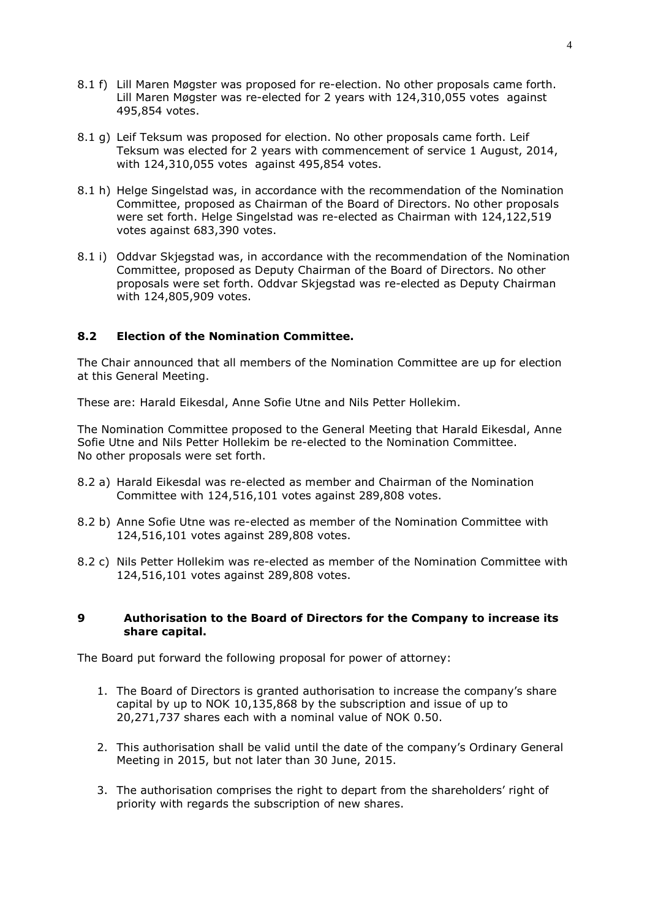8.1 f) Lill Maren Møgster was proposed for re-election. No other proposals came forth. Lill Maren Møgster was re-elected for 2 years with 124,310,055 votes against 495,854 votes.

8.1 g) Leif Teksum was proposed for election. No other proposals came forth. Leif Teksum was elected for 2 years with commencement of service 1 August, 2014, with 124,310,055 votes against 495,854 votes.

8.1 h) Helge Singelstad was, in accordance with the recommendation of the Nomination Committee, proposed as Chairman of the Board of Directors. No other proposals were set forth. Helge Singelstad was re-elected as Chairman with 124,122,519 votes against 683,390 votes.

8.1 i) Oddvar Skjegstad was, in accordance with the recommendation of the Nomination Committee, proposed as Deputy Chairman of the Board of Directors. No other proposals were set forth. Oddvar Skjegstad was re-elected as Deputy Chairman with 124,805,909 votes.

## 8.2 Election of the Nomination Committee.

The Chair announced that all members of the Nomination Committee are up for election at this General Meeting.

These are: Harald Eikesdal, Anne Sofie Utne and Nils Petter Hollekim.

The Nomination Committee proposed to the General Meeting that Harald Eikesdal, Anne Sofie Utne and Nils Petter Hollekim be re-elected to the Nomination Committee.
No other proposals were set forth.

8.2 a) Harald Eikesdal was re-elected as member and Chairman of the Nomination Committee with 124,516,101 votes against 289,808 votes.

8.2 b) Anne Sofie Utne was re-elected as member of the Nomination Committee with 124,516,101 votes against 289,808 votes.

8.2 c) Nils Petter Hollekim was re-elected as member of the Nomination Committee with 124,516,101 votes against 289,808 votes.

## 9 Authorisation to the Board of Directors for the Company to increase its share capital.

The Board put forward the following proposal for power of attorney:

1. The Board of Directors is granted authorisation to increase the company's share capital by up to NOK 10,135,868 by the subscription and issue of up to 20,271,737 shares each with a nominal value of NOK 0.50.

2. This authorisation shall be valid until the date of the company's Ordinary General Meeting in 2015, but not later than 30 June, 2015.

3. The authorisation comprises the right to depart from the shareholders' right of priority with regards the subscription of new shares.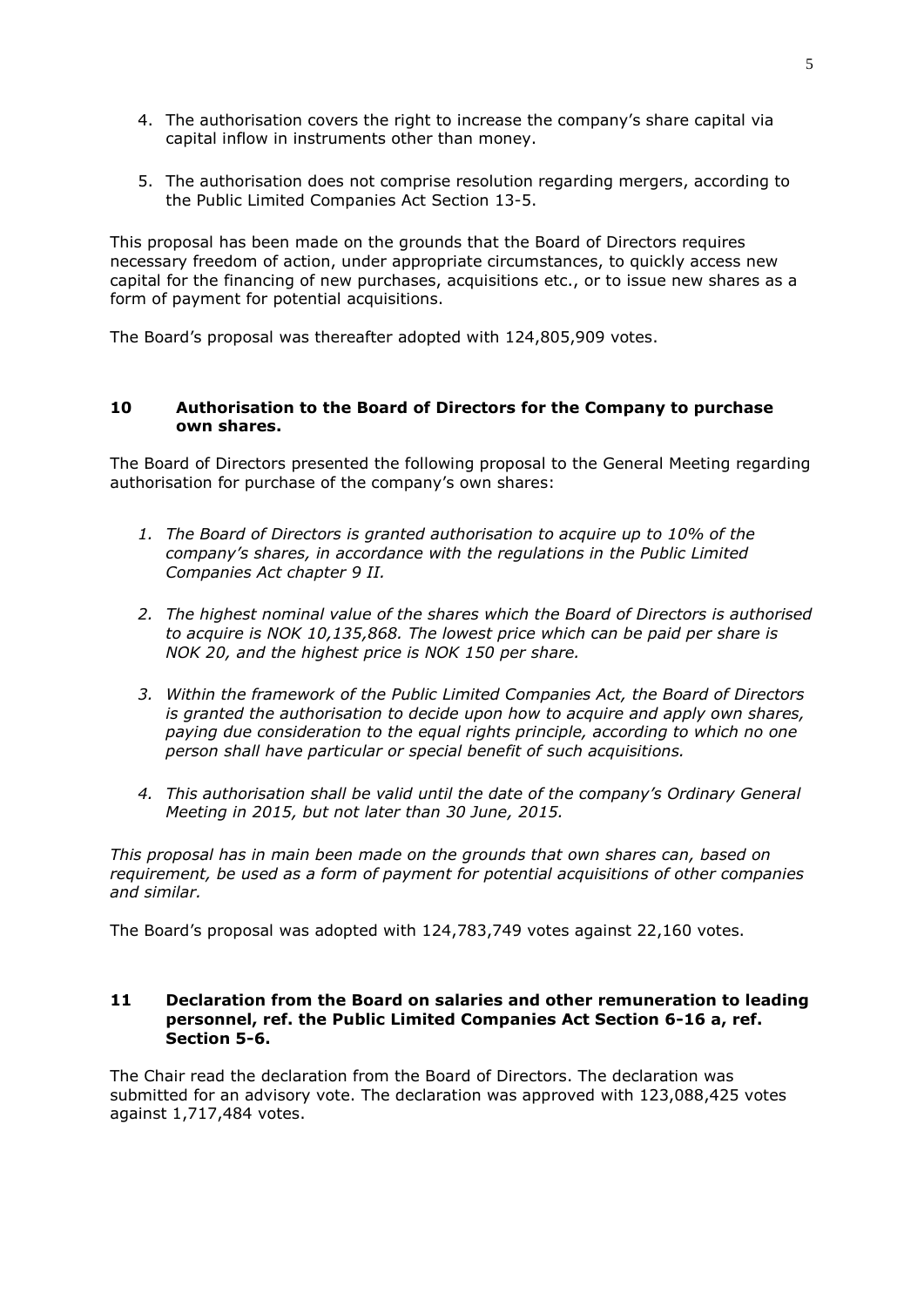4. The authorisation covers the right to increase the company's share capital via capital inflow in instruments other than money.

5. The authorisation does not comprise resolution regarding mergers, according to the Public Limited Companies Act Section 13-5.

This proposal has been made on the grounds that the Board of Directors requires necessary freedom of action, under appropriate circumstances, to quickly access new capital for the financing of new purchases, acquisitions etc., or to issue new shares as a form of payment for potential acquisitions.

The Board's proposal was thereafter adopted with 124,805,909 votes.

## 10 Authorisation to the Board of Directors for the Company to purchase own shares.

The Board of Directors presented the following proposal to the General Meeting regarding authorisation for purchase of the company's own shares:

1. *The Board of Directors is granted authorisation to acquire up to 10% of the company's shares, in accordance with the regulations in the Public Limited Companies Act chapter 9 II.*

2. *The highest nominal value of the shares which the Board of Directors is authorised to acquire is NOK 10,135,868. The lowest price which can be paid per share is NOK 20, and the highest price is NOK 150 per share.*

3. *Within the framework of the Public Limited Companies Act, the Board of Directors is granted the authorisation to decide upon how to acquire and apply own shares, paying due consideration to the equal rights principle, according to which no one person shall have particular or special benefit of such acquisitions.*

4. *This authorisation shall be valid until the date of the company's Ordinary General Meeting in 2015, but not later than 30 June, 2015.*

*This proposal has in main been made on the grounds that own shares can, based on requirement, be used as a form of payment for potential acquisitions of other companies and similar.*

The Board's proposal was adopted with 124,783,749 votes against 22,160 votes.

## 11 Declaration from the Board on salaries and other remuneration to leading personnel, ref. the Public Limited Companies Act Section 6-16 a, ref. Section 5-6.

The Chair read the declaration from the Board of Directors. The declaration was submitted for an advisory vote. The declaration was approved with 123,088,425 votes against 1,717,484 votes.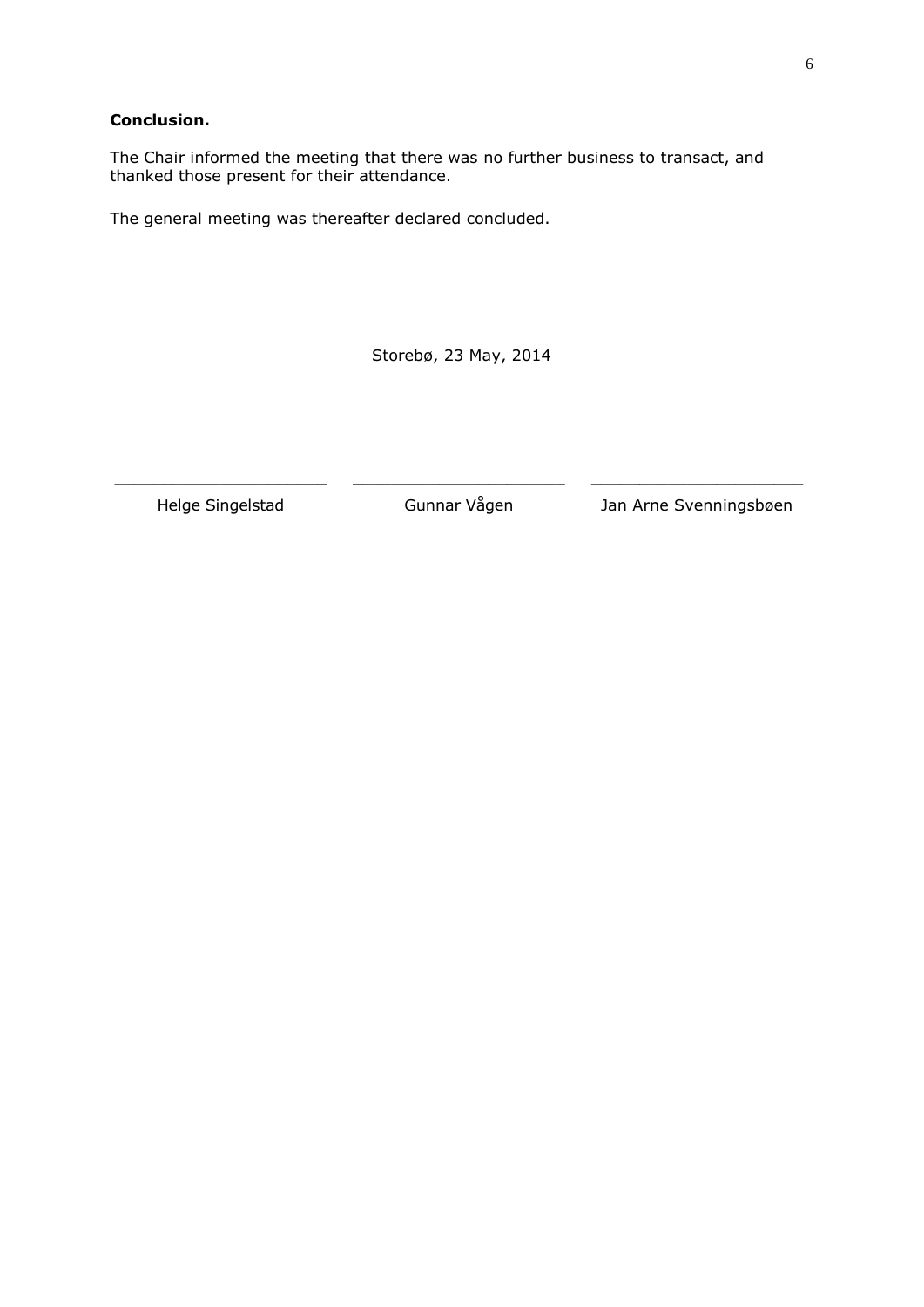**Conclusion.**

The Chair informed the meeting that there was no further business to transact, and thanked those present for their attendance.

The general meeting was thereafter declared concluded.

Storebø, 23 May, 2014

| | | |
|---|---|---|
| ______________________ | ______________________ | ______________________ |
| Helge Singelstad | Gunnar Vågen | Jan Arne Svenningsbøen |